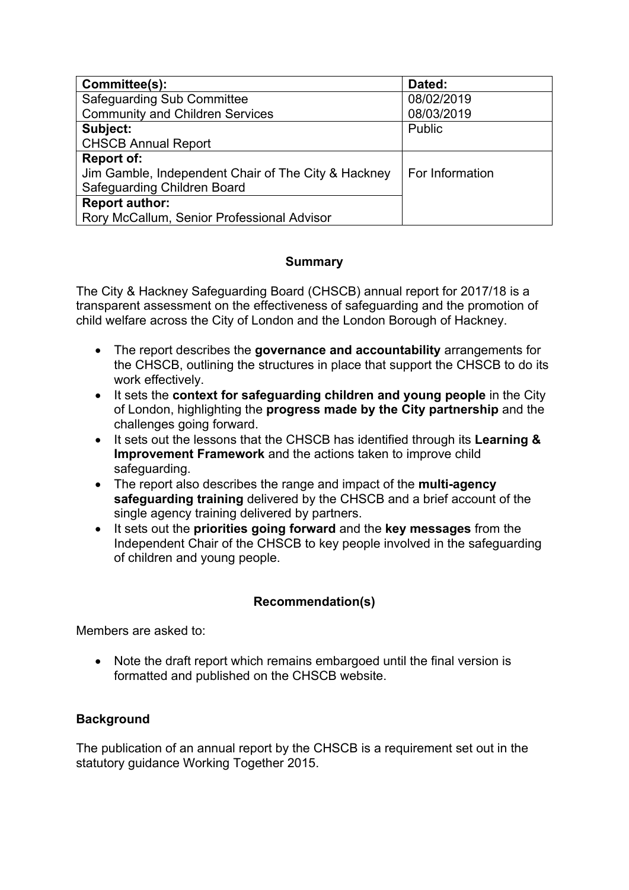| Committee(s): | Dated: |
|---|---|
| Safeguarding Sub Committee<br>Community and Children Services | 08/02/2019<br>08/03/2019 |
| **Subject:**<br>CHSCB Annual Report | Public |
| **Report of:**<br>Jim Gamble, Independent Chair of The City & Hackney Safeguarding Children Board | For Information |
| **Report author:**<br>Rory McCallum, Senior Professional Advisor | |

**Summary**

The City & Hackney Safeguarding Board (CHSCB) annual report for 2017/18 is a transparent assessment on the effectiveness of safeguarding and the promotion of child welfare across the City of London and the London Borough of Hackney.

- The report describes the **governance and accountability** arrangements for the CHSCB, outlining the structures in place that support the CHSCB to do its work effectively.
- It sets the **context for safeguarding children and young people** in the City of London, highlighting the **progress made by the City partnership** and the challenges going forward.
- It sets out the lessons that the CHSCB has identified through its **Learning & Improvement Framework** and the actions taken to improve child safeguarding.
- The report also describes the range and impact of the **multi-agency safeguarding training** delivered by the CHSCB and a brief account of the single agency training delivered by partners.
- It sets out the **priorities going forward** and the **key messages** from the Independent Chair of the CHSCB to key people involved in the safeguarding of children and young people.

**Recommendation(s)**

Members are asked to:

- Note the draft report which remains embargoed until the final version is formatted and published on the CHSCB website.

**Background**

The publication of an annual report by the CHSCB is a requirement set out in the statutory guidance Working Together 2015.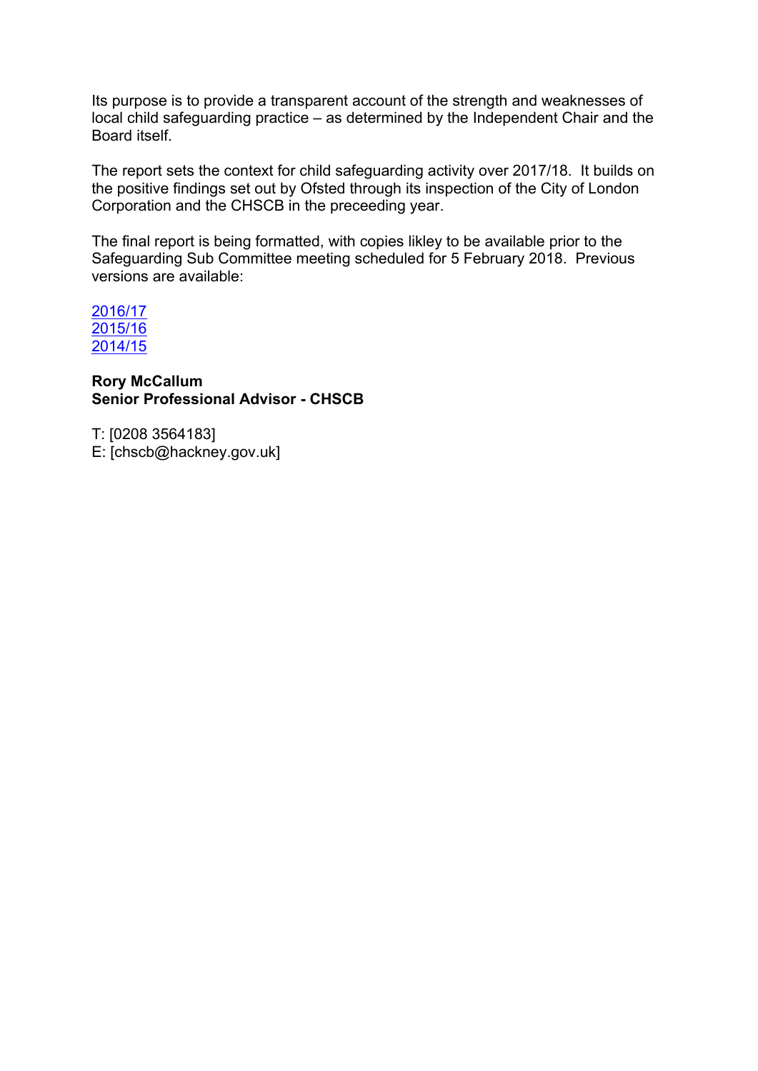Its purpose is to provide a transparent account of the strength and weaknesses of local child safeguarding practice – as determined by the Independent Chair and the Board itself.

The report sets the context for child safeguarding activity over 2017/18. It builds on the positive findings set out by Ofsted through its inspection of the City of London Corporation and the CHSCB in the preceeding year.

The final report is being formatted, with copies likley to be available prior to the Safeguarding Sub Committee meeting scheduled for 5 February 2018. Previous versions are available:

2016/17
2015/16
2014/15

**Rory McCallum**
**Senior Professional Advisor - CHSCB**

T: [0208 3564183]
E: [chscb@hackney.gov.uk]